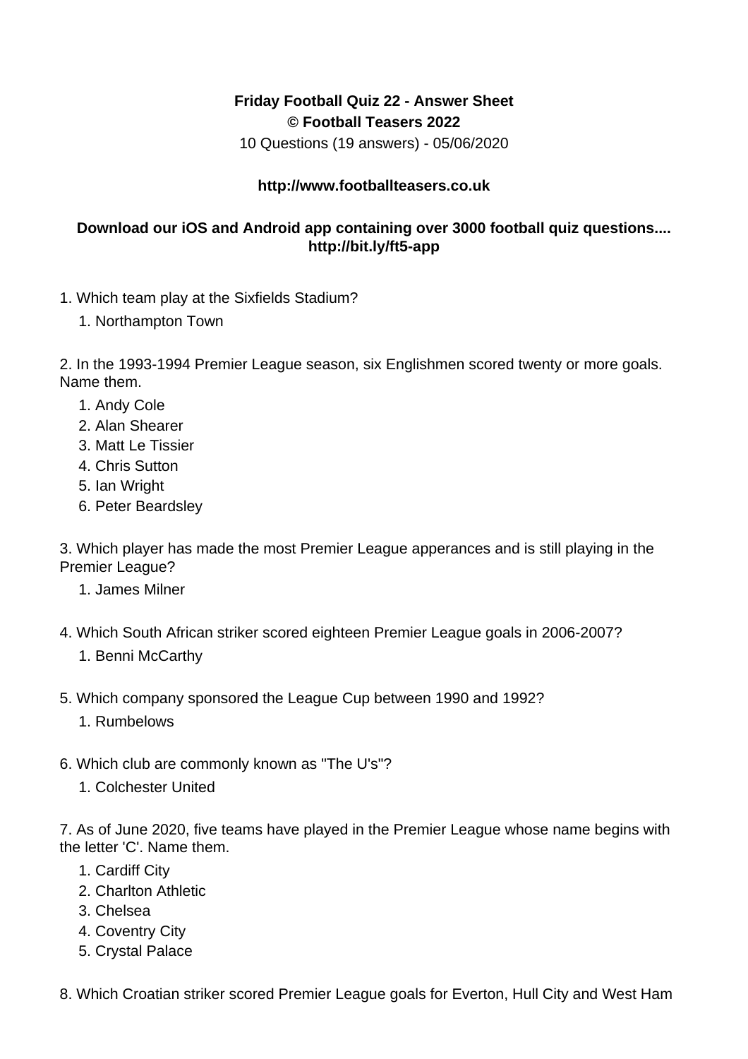**Friday Football Quiz 22 - Answer Sheet**
**© Football Teasers 2022**
10 Questions (19 answers) - 05/06/2020

**http://www.footballteasers.co.uk**

**Download our iOS and Android app containing over 3000 football quiz questions.... http://bit.ly/ft5-app**

1. Which team play at the Sixfields Stadium?
    1. Northampton Town

2. In the 1993-1994 Premier League season, six Englishmen scored twenty or more goals. Name them.
    1. Andy Cole
    2. Alan Shearer
    3. Matt Le Tissier
    4. Chris Sutton
    5. Ian Wright
    6. Peter Beardsley

3. Which player has made the most Premier League apperances and is still playing in the Premier League?
    1. James Milner

4. Which South African striker scored eighteen Premier League goals in 2006-2007?
    1. Benni McCarthy

5. Which company sponsored the League Cup between 1990 and 1992?
    1. Rumbelows

6. Which club are commonly known as "The U's"?
    1. Colchester United

7. As of June 2020, five teams have played in the Premier League whose name begins with the letter 'C'. Name them.
    1. Cardiff City
    2. Charlton Athletic
    3. Chelsea
    4. Coventry City
    5. Crystal Palace

8. Which Croatian striker scored Premier League goals for Everton, Hull City and West Ham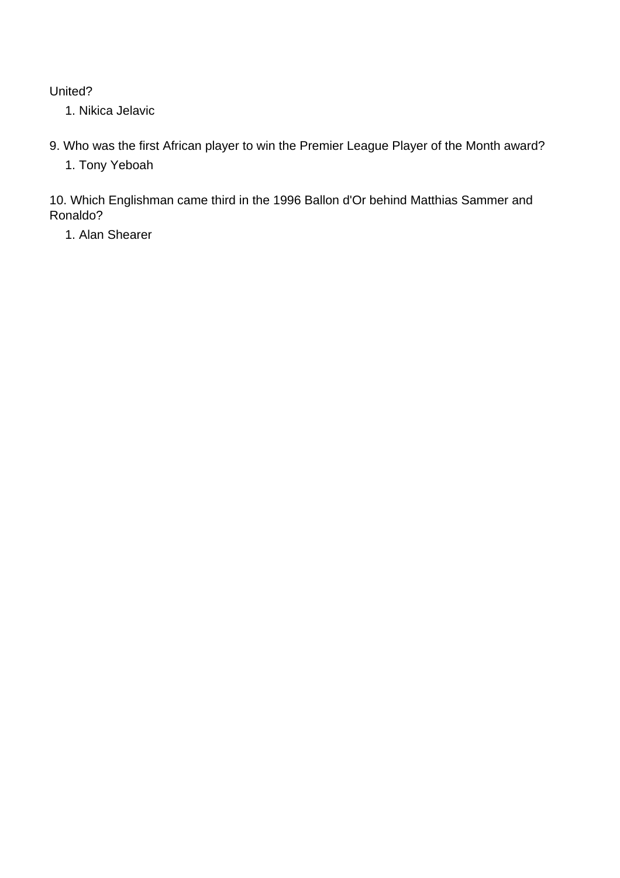United?

1. Nikica Jelavic

9. Who was the first African player to win the Premier League Player of the Month award?

1. Tony Yeboah

10. Which Englishman came third in the 1996 Ballon d'Or behind Matthias Sammer and Ronaldo?

1. Alan Shearer